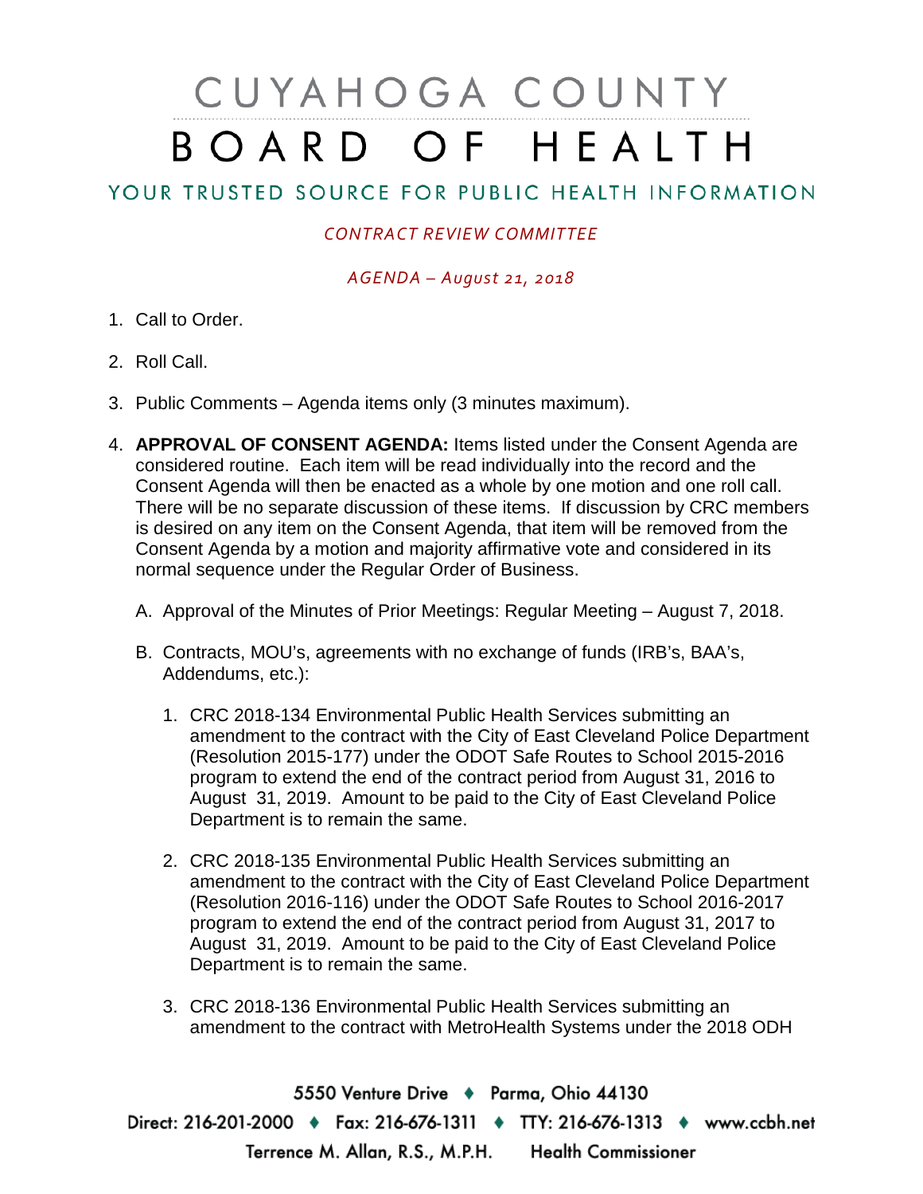# CUYAHOGA COUNTY

# BOARD OF HEALTH

## YOUR TRUSTED SOURCE FOR PUBLIC HEALTH INFORMATION

*CONTRACT REVIEW COMMITTEE*

*AGENDA – August 21, 2018*

1. Call to Order.

2. Roll Call.

3. Public Comments – Agenda items only (3 minutes maximum).

4. **APPROVAL OF CONSENT AGENDA:** Items listed under the Consent Agenda are considered routine. Each item will be read individually into the record and the Consent Agenda will then be enacted as a whole by one motion and one roll call. There will be no separate discussion of these items. If discussion by CRC members is desired on any item on the Consent Agenda, that item will be removed from the Consent Agenda by a motion and majority affirmative vote and considered in its normal sequence under the Regular Order of Business.

   A. Approval of the Minutes of Prior Meetings: Regular Meeting – August 7, 2018.

   B. Contracts, MOU's, agreements with no exchange of funds (IRB's, BAA's, Addendums, etc.):

      1. CRC 2018-134 Environmental Public Health Services submitting an amendment to the contract with the City of East Cleveland Police Department (Resolution 2015-177) under the ODOT Safe Routes to School 2015-2016 program to extend the end of the contract period from August 31, 2016 to August 31, 2019. Amount to be paid to the City of East Cleveland Police Department is to remain the same.

      2. CRC 2018-135 Environmental Public Health Services submitting an amendment to the contract with the City of East Cleveland Police Department (Resolution 2016-116) under the ODOT Safe Routes to School 2016-2017 program to extend the end of the contract period from August 31, 2017 to August 31, 2019. Amount to be paid to the City of East Cleveland Police Department is to remain the same.

      3. CRC 2018-136 Environmental Public Health Services submitting an amendment to the contract with MetroHealth Systems under the 2018 ODH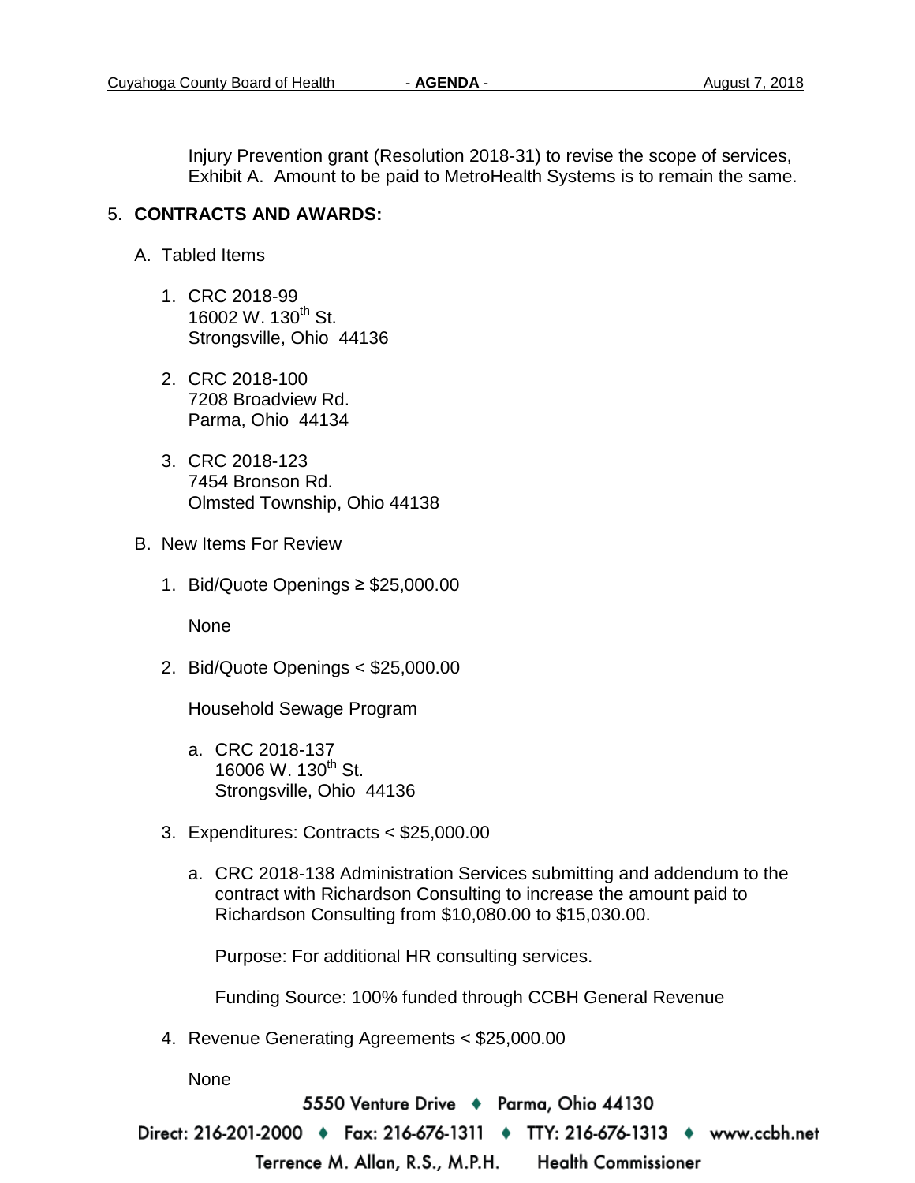Injury Prevention grant (Resolution 2018-31) to revise the scope of services, Exhibit A. Amount to be paid to MetroHealth Systems is to remain the same.

5. **CONTRACTS AND AWARDS:**

   A. Tabled Items

      1. CRC 2018-99
         16002 W. 130th St.
         Strongsville, Ohio 44136

      2. CRC 2018-100
         7208 Broadview Rd.
         Parma, Ohio 44134

      3. CRC 2018-123
         7454 Bronson Rd.
         Olmsted Township, Ohio 44138

   B. New Items For Review

      1. Bid/Quote Openings ≥ $25,000.00

         None

      2. Bid/Quote Openings < $25,000.00

         Household Sewage Program

         a. CRC 2018-137
            16006 W. 130th St.
            Strongsville, Ohio 44136

      3. Expenditures: Contracts < $25,000.00

         a. CRC 2018-138 Administration Services submitting and addendum to the contract with Richardson Consulting to increase the amount paid to Richardson Consulting from $10,080.00 to $15,030.00.

            Purpose: For additional HR consulting services.

            Funding Source: 100% funded through CCBH General Revenue

      4. Revenue Generating Agreements < $25,000.00

         None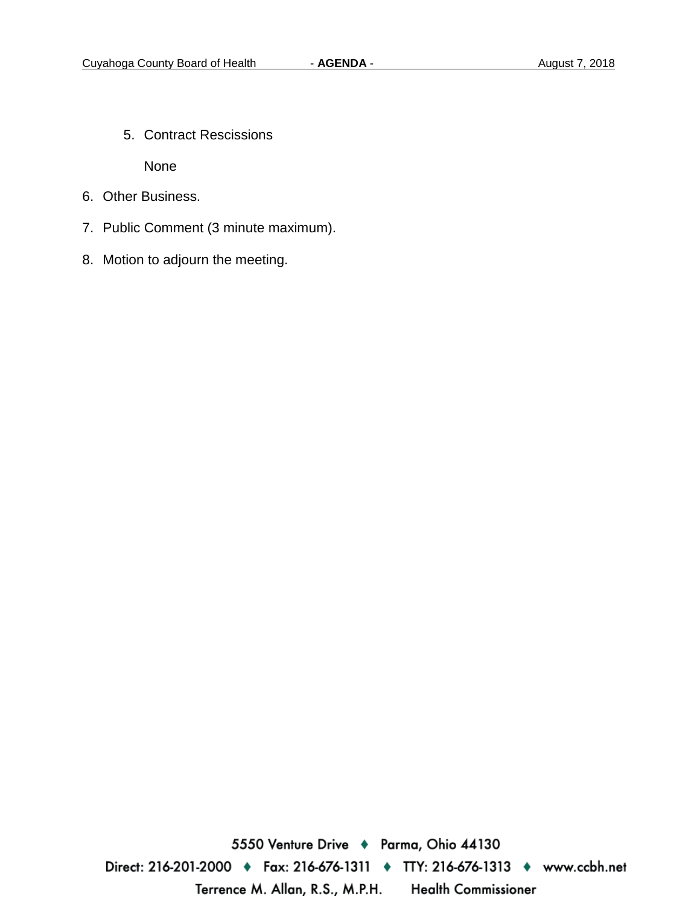5. Contract Rescissions

   None

6. Other Business.

7. Public Comment (3 minute maximum).

8. Motion to adjourn the meeting.